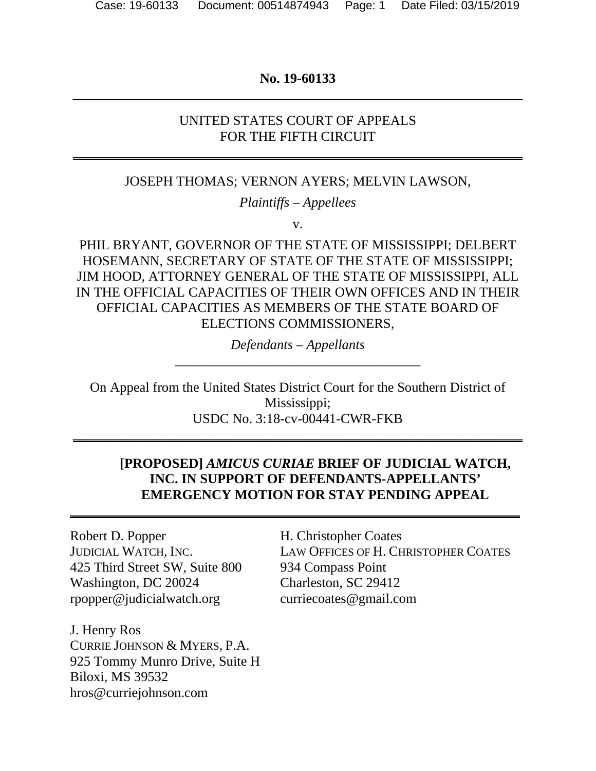**No. 19-60133**

---

UNITED STATES COURT OF APPEALS
FOR THE FIFTH CIRCUIT

---

JOSEPH THOMAS; VERNON AYERS; MELVIN LAWSON,

*Plaintiffs – Appellees*

v.

PHIL BRYANT, GOVERNOR OF THE STATE OF MISSISSIPPI; DELBERT HOSEMANN, SECRETARY OF STATE OF THE STATE OF MISSISSIPPI; JIM HOOD, ATTORNEY GENERAL OF THE STATE OF MISSISSIPPI, ALL IN THE OFFICIAL CAPACITIES OF THEIR OWN OFFICES AND IN THEIR OFFICIAL CAPACITIES AS MEMBERS OF THE STATE BOARD OF ELECTIONS COMMISSIONERS,

*Defendants – Appellants*

---

On Appeal from the United States District Court for the Southern District of Mississippi;
USDC No. 3:18-cv-00441-CWR-FKB

---

**[PROPOSED] *AMICUS CURIAE* BRIEF OF JUDICIAL WATCH, INC. IN SUPPORT OF DEFENDANTS-APPELLANTS' EMERGENCY MOTION FOR STAY PENDING APPEAL**

---

Robert D. Popper
JUDICIAL WATCH, INC.
425 Third Street SW, Suite 800
Washington, DC 20024
rpopper@judicialwatch.org

J. Henry Ros
CURRIE JOHNSON & MYERS, P.A.
925 Tommy Munro Drive, Suite H
Biloxi, MS 39532
hros@curriejohnson.com

H. Christopher Coates
LAW OFFICES OF H. CHRISTOPHER COATES
934 Compass Point
Charleston, SC 29412
curriecoates@gmail.com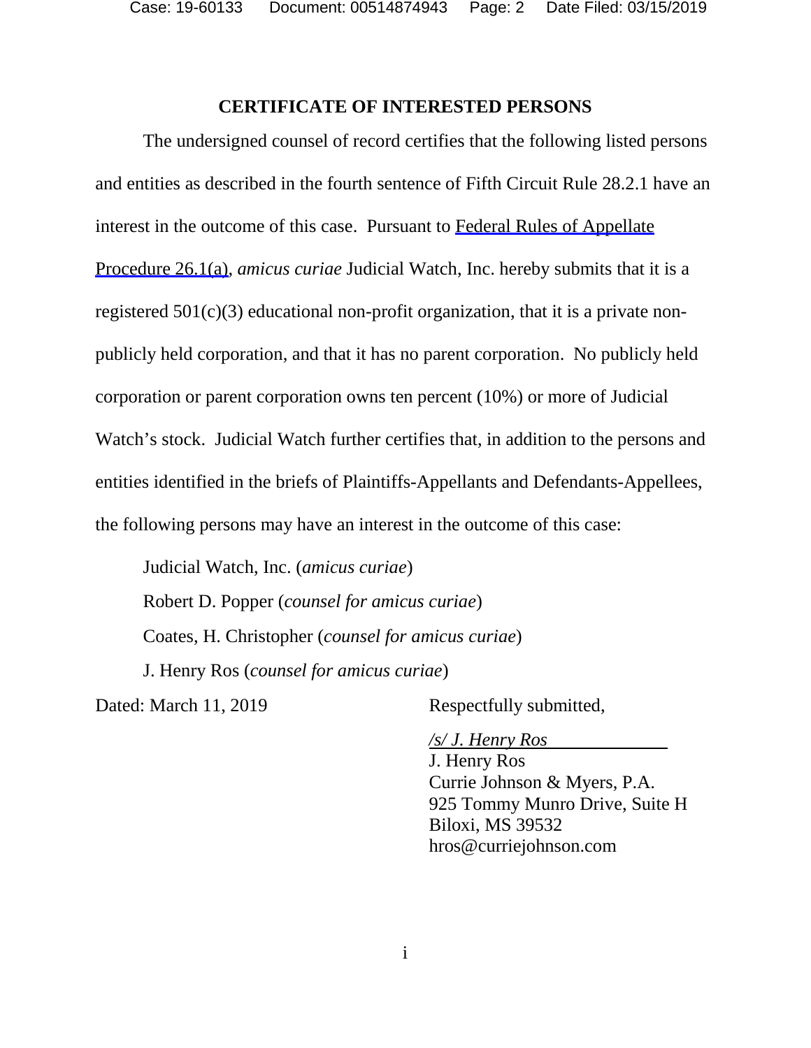## CERTIFICATE OF INTERESTED PERSONS

The undersigned counsel of record certifies that the following listed persons and entities as described in the fourth sentence of Fifth Circuit Rule 28.2.1 have an interest in the outcome of this case. Pursuant to Federal Rules of Appellate Procedure 26.1(a), *amicus curiae* Judicial Watch, Inc. hereby submits that it is a registered 501(c)(3) educational non-profit organization, that it is a private non-publicly held corporation, and that it has no parent corporation. No publicly held corporation or parent corporation owns ten percent (10%) or more of Judicial Watch's stock. Judicial Watch further certifies that, in addition to the persons and entities identified in the briefs of Plaintiffs-Appellants and Defendants-Appellees, the following persons may have an interest in the outcome of this case:

Judicial Watch, Inc. (*amicus curiae*)

Robert D. Popper (*counsel for amicus curiae*)

Coates, H. Christopher (*counsel for amicus curiae*)

J. Henry Ros (*counsel for amicus curiae*)

Dated: March 11, 2019

Respectfully submitted,

*/s/ J. Henry Ros*
J. Henry Ros
Currie Johnson & Myers, P.A.
925 Tommy Munro Drive, Suite H
Biloxi, MS 39532
hros@curriejohnson.com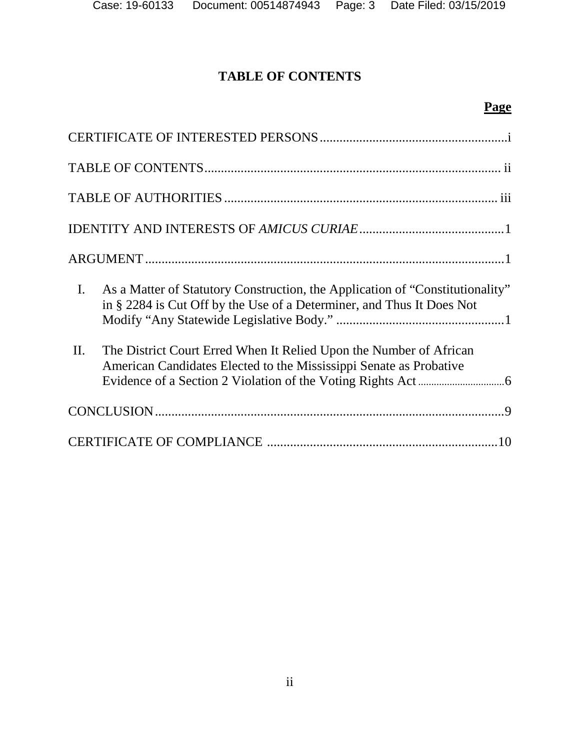# TABLE OF CONTENTS

**Page**

CERTIFICATE OF INTERESTED PERSONS .......... i

TABLE OF CONTENTS .......... ii

TABLE OF AUTHORITIES .......... iii

IDENTITY AND INTERESTS OF *AMICUS CURIAE* .......... 1

ARGUMENT .......... 1

I. As a Matter of Statutory Construction, the Application of "Constitutionality" in § 2284 is Cut Off by the Use of a Determiner, and Thus It Does Not Modify "Any Statewide Legislative Body." .......... 1

II. The District Court Erred When It Relied Upon the Number of African American Candidates Elected to the Mississippi Senate as Probative Evidence of a Section 2 Violation of the Voting Rights Act .......... 6

CONCLUSION .......... 9

CERTIFICATE OF COMPLIANCE .......... 10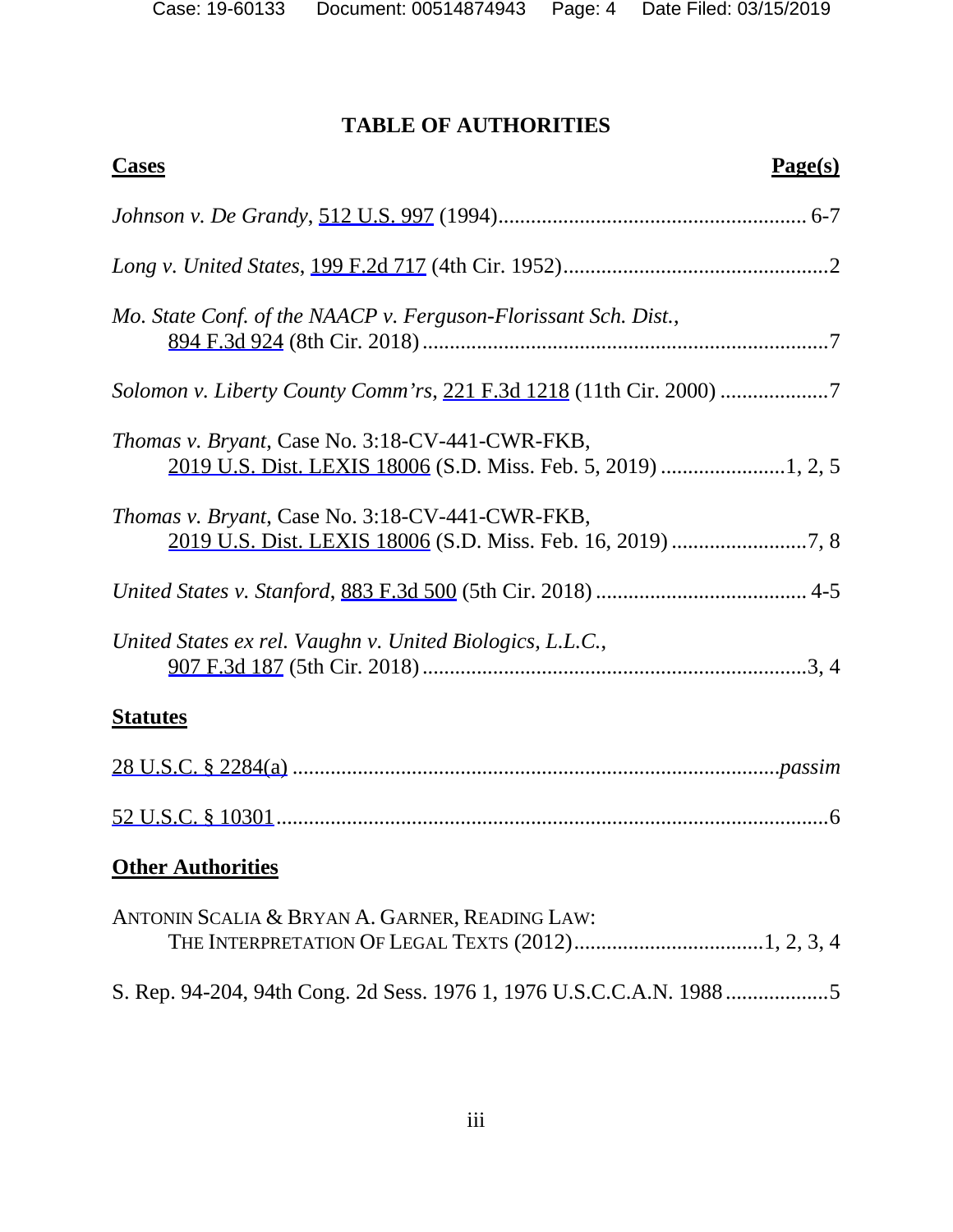# TABLE OF AUTHORITIES

| **Cases** | **Page(s)** |
|---|---|
| *Johnson v. De Grandy*, 512 U.S. 997 (1994) | 6-7 |
| *Long v. United States*, 199 F.2d 717 (4th Cir. 1952) | 2 |
| *Mo. State Conf. of the NAACP v. Ferguson-Florissant Sch. Dist.*, 894 F.3d 924 (8th Cir. 2018) | 7 |
| *Solomon v. Liberty County Comm'rs*, 221 F.3d 1218 (11th Cir. 2000) | 7 |
| *Thomas v. Bryant*, Case No. 3:18-CV-441-CWR-FKB, 2019 U.S. Dist. LEXIS 18006 (S.D. Miss. Feb. 5, 2019) | 1, 2, 5 |
| *Thomas v. Bryant*, Case No. 3:18-CV-441-CWR-FKB, 2019 U.S. Dist. LEXIS 18006 (S.D. Miss. Feb. 16, 2019) | 7, 8 |
| *United States v. Stanford*, 883 F.3d 500 (5th Cir. 2018) | 4-5 |
| *United States ex rel. Vaughn v. United Biologics, L.L.C.*, 907 F.3d 187 (5th Cir. 2018) | 3, 4 |

| **Statutes** | |
|---|---|
| 28 U.S.C. § 2284(a) | *passim* |
| 52 U.S.C. § 10301 | 6 |

| **Other Authorities** | |
|---|---|
| ANTONIN SCALIA & BRYAN A. GARNER, READING LAW: THE INTERPRETATION OF LEGAL TEXTS (2012) | 1, 2, 3, 4 |
| S. Rep. 94-204, 94th Cong. 2d Sess. 1976 1, 1976 U.S.C.C.A.N. 1988 | 5 |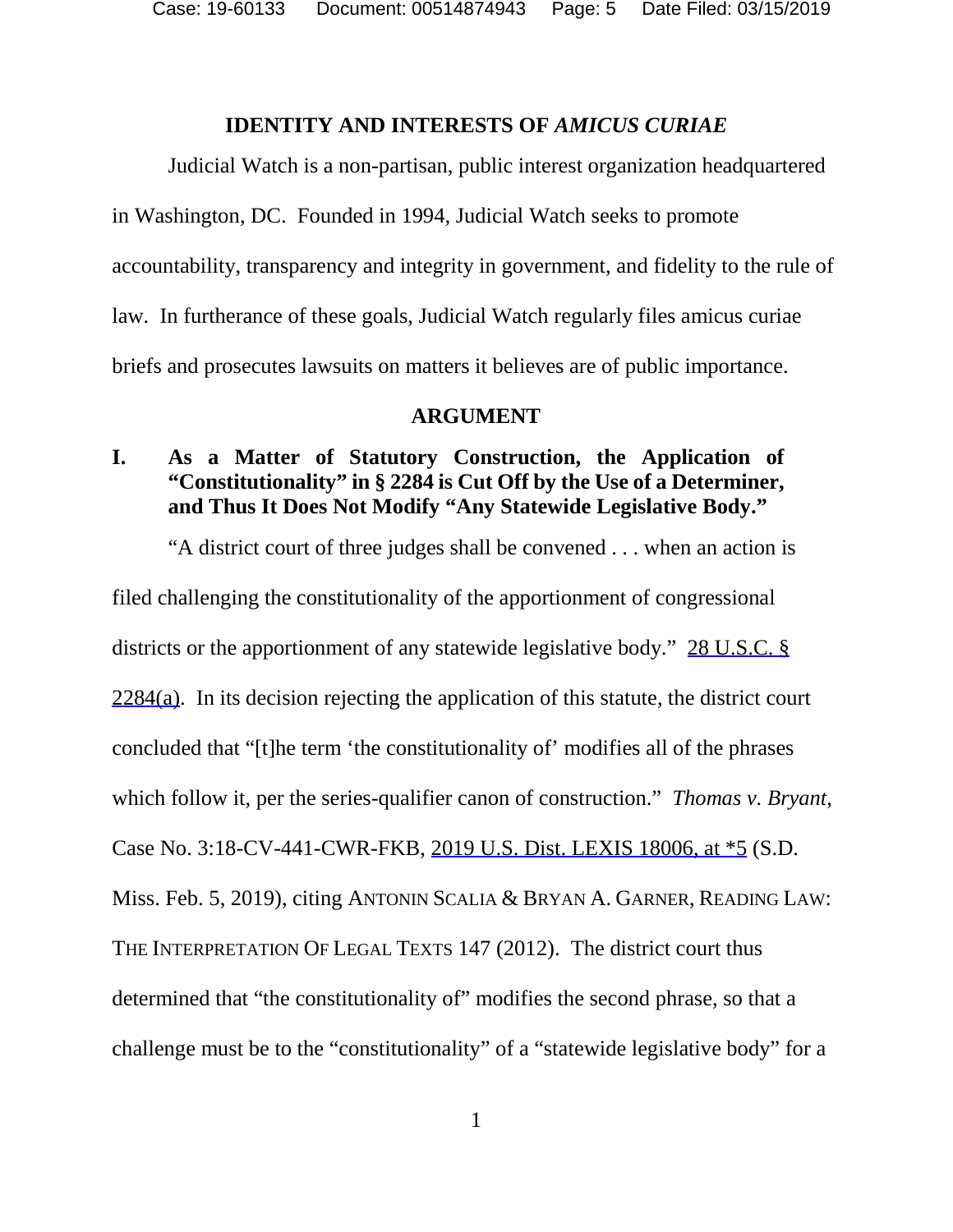## IDENTITY AND INTERESTS OF *AMICUS CURIAE*

Judicial Watch is a non-partisan, public interest organization headquartered in Washington, DC. Founded in 1994, Judicial Watch seeks to promote accountability, transparency and integrity in government, and fidelity to the rule of law. In furtherance of these goals, Judicial Watch regularly files amicus curiae briefs and prosecutes lawsuits on matters it believes are of public importance.

## ARGUMENT

### I. As a Matter of Statutory Construction, the Application of "Constitutionality" in § 2284 is Cut Off by the Use of a Determiner, and Thus It Does Not Modify "Any Statewide Legislative Body."

"A district court of three judges shall be convened . . . when an action is filed challenging the constitutionality of the apportionment of congressional districts or the apportionment of any statewide legislative body." 28 U.S.C. § 2284(a). In its decision rejecting the application of this statute, the district court concluded that "[t]he term 'the constitutionality of' modifies all of the phrases which follow it, per the series-qualifier canon of construction." *Thomas v. Bryant*, Case No. 3:18-CV-441-CWR-FKB, 2019 U.S. Dist. LEXIS 18006, at *5 (S.D. Miss. Feb. 5, 2019), citing ANTONIN SCALIA & BRYAN A. GARNER, READING LAW: THE INTERPRETATION OF LEGAL TEXTS 147 (2012). The district court thus determined that "the constitutionality of" modifies the second phrase, so that a challenge must be to the "constitutionality" of a "statewide legislative body" for a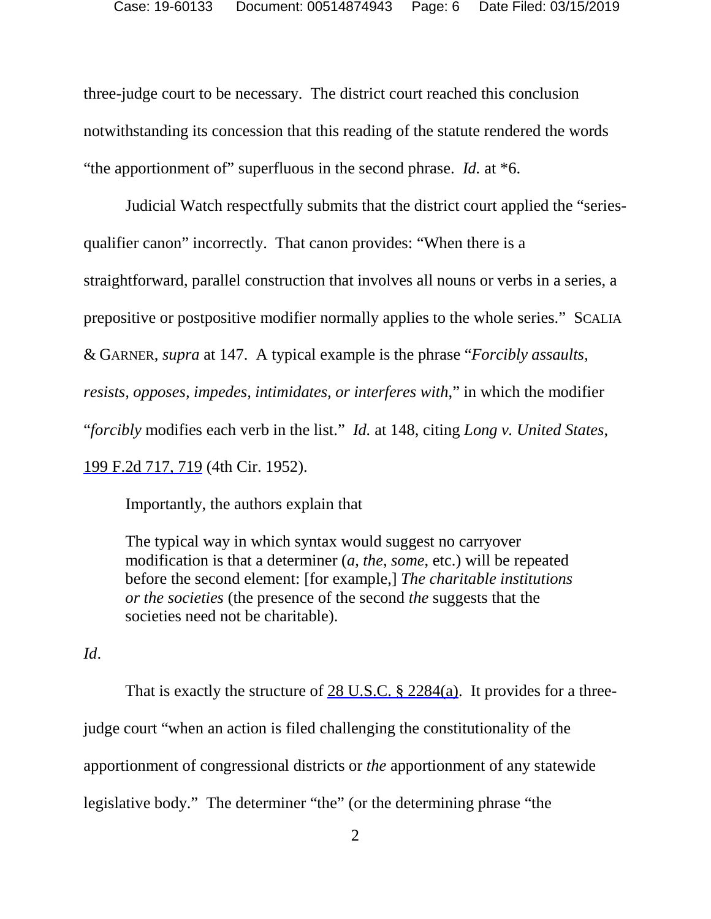three-judge court to be necessary. The district court reached this conclusion notwithstanding its concession that this reading of the statute rendered the words "the apportionment of" superfluous in the second phrase. *Id.* at *6.

Judicial Watch respectfully submits that the district court applied the "series-qualifier canon" incorrectly. That canon provides: "When there is a straightforward, parallel construction that involves all nouns or verbs in a series, a prepositive or postpositive modifier normally applies to the whole series." SCALIA & GARNER, *supra* at 147. A typical example is the phrase "*Forcibly assaults, resists, opposes, impedes, intimidates, or interferes with*," in which the modifier "*forcibly* modifies each verb in the list." *Id.* at 148, citing *Long v. United States*, 199 F.2d 717, 719 (4th Cir. 1952).

Importantly, the authors explain that

> The typical way in which syntax would suggest no carryover modification is that a determiner (*a*, *the*, *some*, etc.) will be repeated before the second element: [for example,] *The charitable institutions or the societies* (the presence of the second *the* suggests that the societies need not be charitable).

*Id*.

That is exactly the structure of 28 U.S.C. § 2284(a). It provides for a three-judge court "when an action is filed challenging the constitutionality of the apportionment of congressional districts or *the* apportionment of any statewide legislative body." The determiner "the" (or the determining phrase "the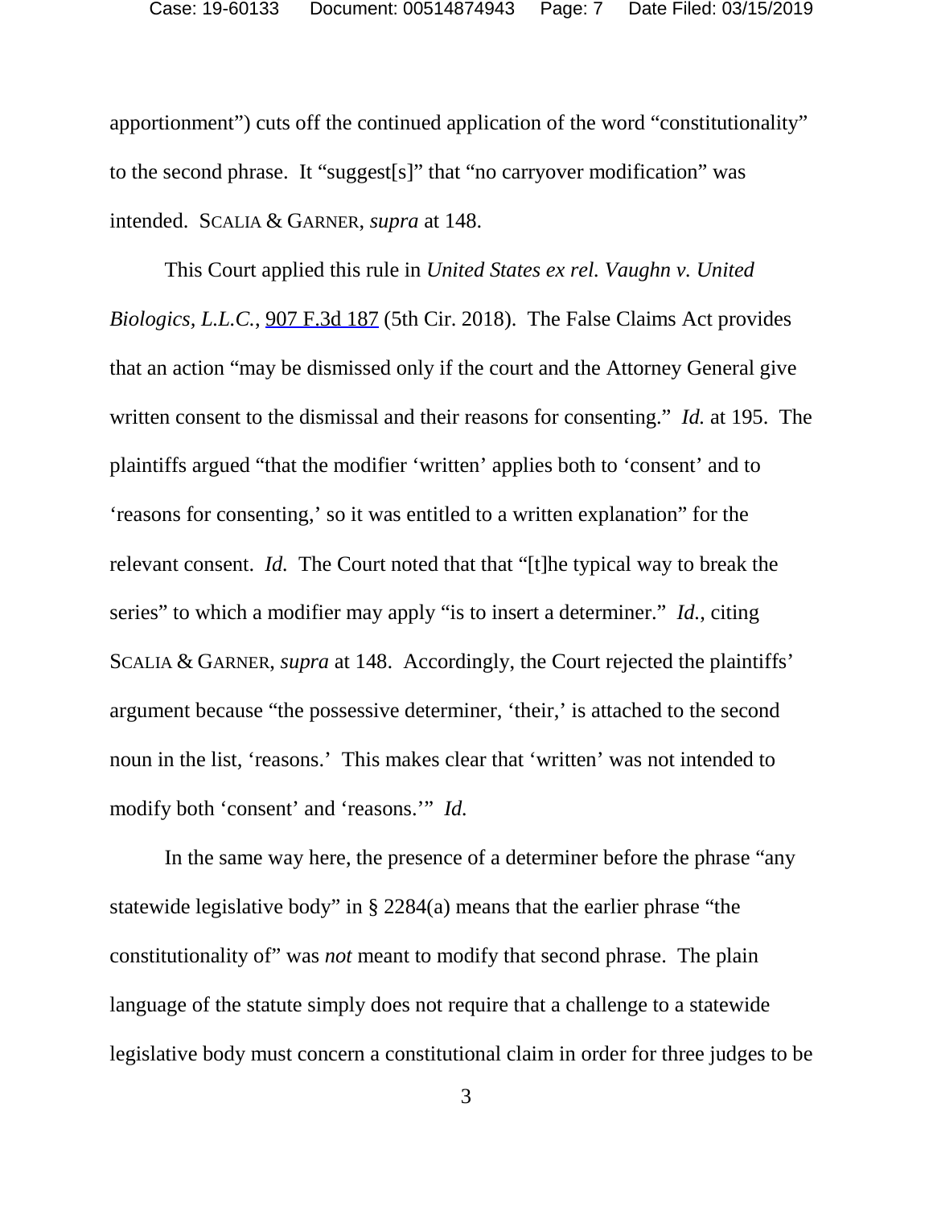apportionment") cuts off the continued application of the word "constitutionality" to the second phrase. It "suggest[s]" that "no carryover modification" was intended. SCALIA & GARNER, *supra* at 148.

This Court applied this rule in *United States ex rel. Vaughn v. United Biologics, L.L.C.*, 907 F.3d 187 (5th Cir. 2018). The False Claims Act provides that an action "may be dismissed only if the court and the Attorney General give written consent to the dismissal and their reasons for consenting." *Id.* at 195. The plaintiffs argued "that the modifier 'written' applies both to 'consent' and to 'reasons for consenting,' so it was entitled to a written explanation" for the relevant consent. *Id.* The Court noted that that "[t]he typical way to break the series" to which a modifier may apply "is to insert a determiner." *Id.*, citing SCALIA & GARNER, *supra* at 148. Accordingly, the Court rejected the plaintiffs' argument because "the possessive determiner, 'their,' is attached to the second noun in the list, 'reasons.' This makes clear that 'written' was not intended to modify both 'consent' and 'reasons.'" *Id.*

In the same way here, the presence of a determiner before the phrase "any statewide legislative body" in § 2284(a) means that the earlier phrase "the constitutionality of" was *not* meant to modify that second phrase. The plain language of the statute simply does not require that a challenge to a statewide legislative body must concern a constitutional claim in order for three judges to be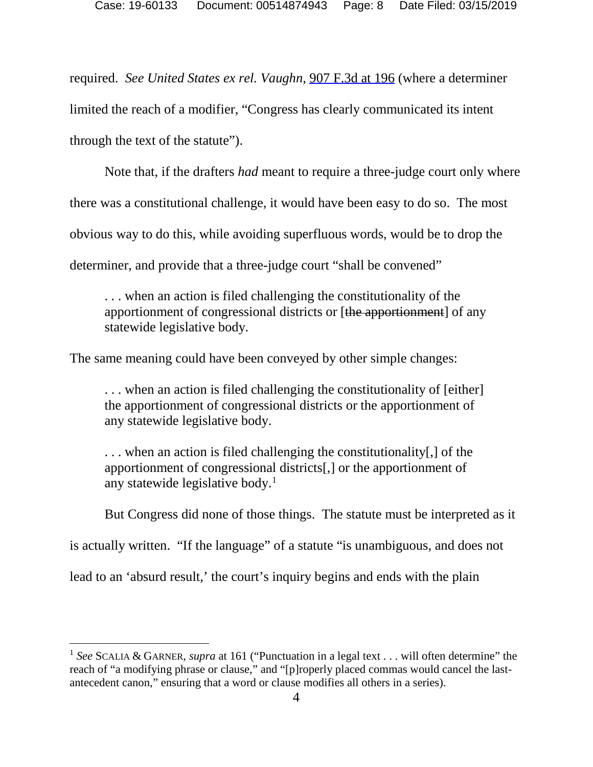required. *See United States ex rel. Vaughn*, 907 F.3d at 196 (where a determiner limited the reach of a modifier, "Congress has clearly communicated its intent through the text of the statute").

Note that, if the drafters *had* meant to require a three-judge court only where there was a constitutional challenge, it would have been easy to do so. The most obvious way to do this, while avoiding superfluous words, would be to drop the determiner, and provide that a three-judge court "shall be convened"

> . . . when an action is filed challenging the constitutionality of the apportionment of congressional districts or [~~the apportionment~~] of any statewide legislative body.

The same meaning could have been conveyed by other simple changes:

> . . . when an action is filed challenging the constitutionality of [either] the apportionment of congressional districts or the apportionment of any statewide legislative body.

> . . . when an action is filed challenging the constitutionality[,] of the apportionment of congressional districts[,] or the apportionment of any statewide legislative body.[1]

But Congress did none of those things. The statute must be interpreted as it is actually written. "If the language" of a statute "is unambiguous, and does not lead to an 'absurd result,' the court's inquiry begins and ends with the plain

---

[1] *See* SCALIA & GARNER, *supra* at 161 ("Punctuation in a legal text . . . will often determine" the reach of "a modifying phrase or clause," and "[p]roperly placed commas would cancel the last-antecedent canon," ensuring that a word or clause modifies all others in a series).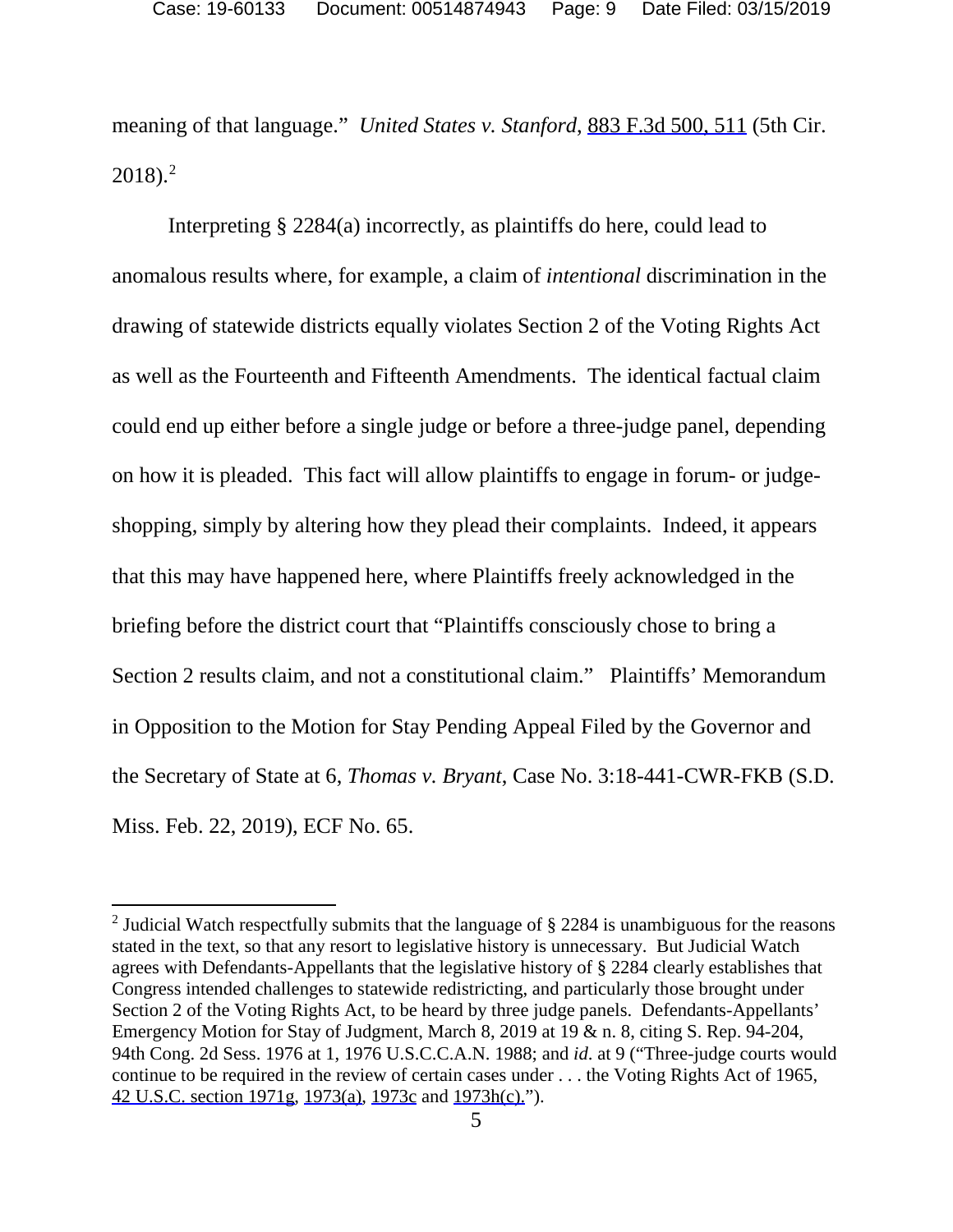meaning of that language." *United States v. Stanford*, 883 F.3d 500, 511 (5th Cir. 2018).[2]

Interpreting § 2284(a) incorrectly, as plaintiffs do here, could lead to anomalous results where, for example, a claim of *intentional* discrimination in the drawing of statewide districts equally violates Section 2 of the Voting Rights Act as well as the Fourteenth and Fifteenth Amendments. The identical factual claim could end up either before a single judge or before a three-judge panel, depending on how it is pleaded. This fact will allow plaintiffs to engage in forum- or judge-shopping, simply by altering how they plead their complaints. Indeed, it appears that this may have happened here, where Plaintiffs freely acknowledged in the briefing before the district court that "Plaintiffs consciously chose to bring a Section 2 results claim, and not a constitutional claim." Plaintiffs' Memorandum in Opposition to the Motion for Stay Pending Appeal Filed by the Governor and the Secretary of State at 6, *Thomas v. Bryant*, Case No. 3:18-441-CWR-FKB (S.D. Miss. Feb. 22, 2019), ECF No. 65.

[2] Judicial Watch respectfully submits that the language of § 2284 is unambiguous for the reasons stated in the text, so that any resort to legislative history is unnecessary. But Judicial Watch agrees with Defendants-Appellants that the legislative history of § 2284 clearly establishes that Congress intended challenges to statewide redistricting, and particularly those brought under Section 2 of the Voting Rights Act, to be heard by three judge panels. Defendants-Appellants' Emergency Motion for Stay of Judgment, March 8, 2019 at 19 & n. 8, citing S. Rep. 94-204, 94th Cong. 2d Sess. 1976 at 1, 1976 U.S.C.C.A.N. 1988; and *id.* at 9 ("Three-judge courts would continue to be required in the review of certain cases under . . . the Voting Rights Act of 1965, 42 U.S.C. section 1971g, 1973(a), 1973c and 1973h(c).").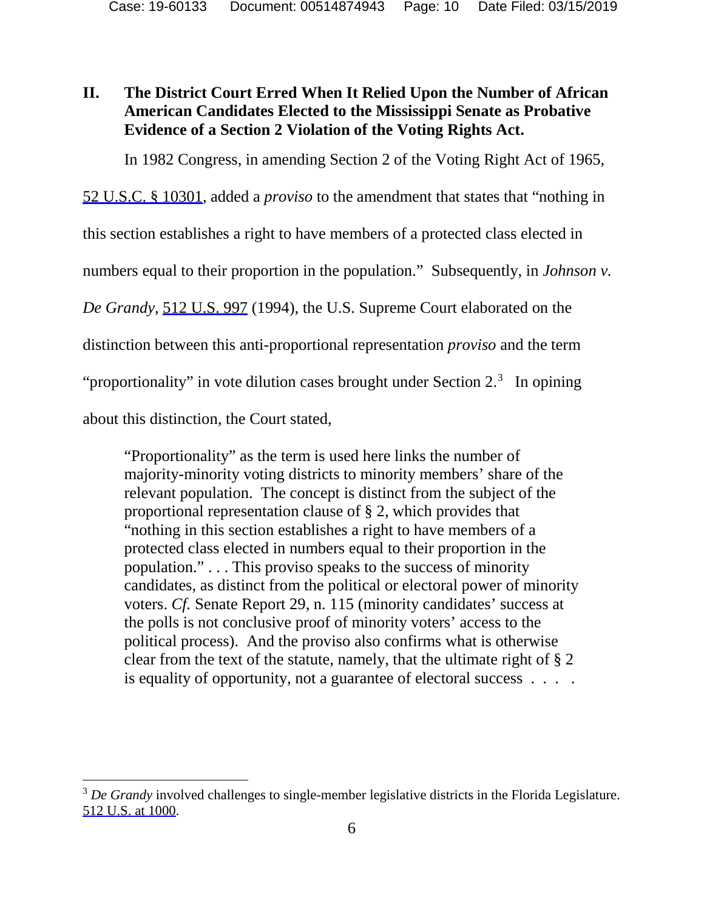## II. The District Court Erred When It Relied Upon the Number of African American Candidates Elected to the Mississippi Senate as Probative Evidence of a Section 2 Violation of the Voting Rights Act.

In 1982 Congress, in amending Section 2 of the Voting Right Act of 1965, 52 U.S.C. § 10301, added a *proviso* to the amendment that states that "nothing in this section establishes a right to have members of a protected class elected in numbers equal to their proportion in the population." Subsequently, in *Johnson v. De Grandy*, 512 U.S. 997 (1994), the U.S. Supreme Court elaborated on the distinction between this anti-proportional representation *proviso* and the term "proportionality" in vote dilution cases brought under Section 2.[3] In opining about this distinction, the Court stated,

> "Proportionality" as the term is used here links the number of majority-minority voting districts to minority members' share of the relevant population. The concept is distinct from the subject of the proportional representation clause of § 2, which provides that "nothing in this section establishes a right to have members of a protected class elected in numbers equal to their proportion in the population." . . . This proviso speaks to the success of minority candidates, as distinct from the political or electoral power of minority voters. *Cf.* Senate Report 29, n. 115 (minority candidates' success at the polls is not conclusive proof of minority voters' access to the political process). And the proviso also confirms what is otherwise clear from the text of the statute, namely, that the ultimate right of § 2 is equality of opportunity, not a guarantee of electoral success . . . .

---

[3] *De Grandy* involved challenges to single-member legislative districts in the Florida Legislature. 512 U.S. at 1000.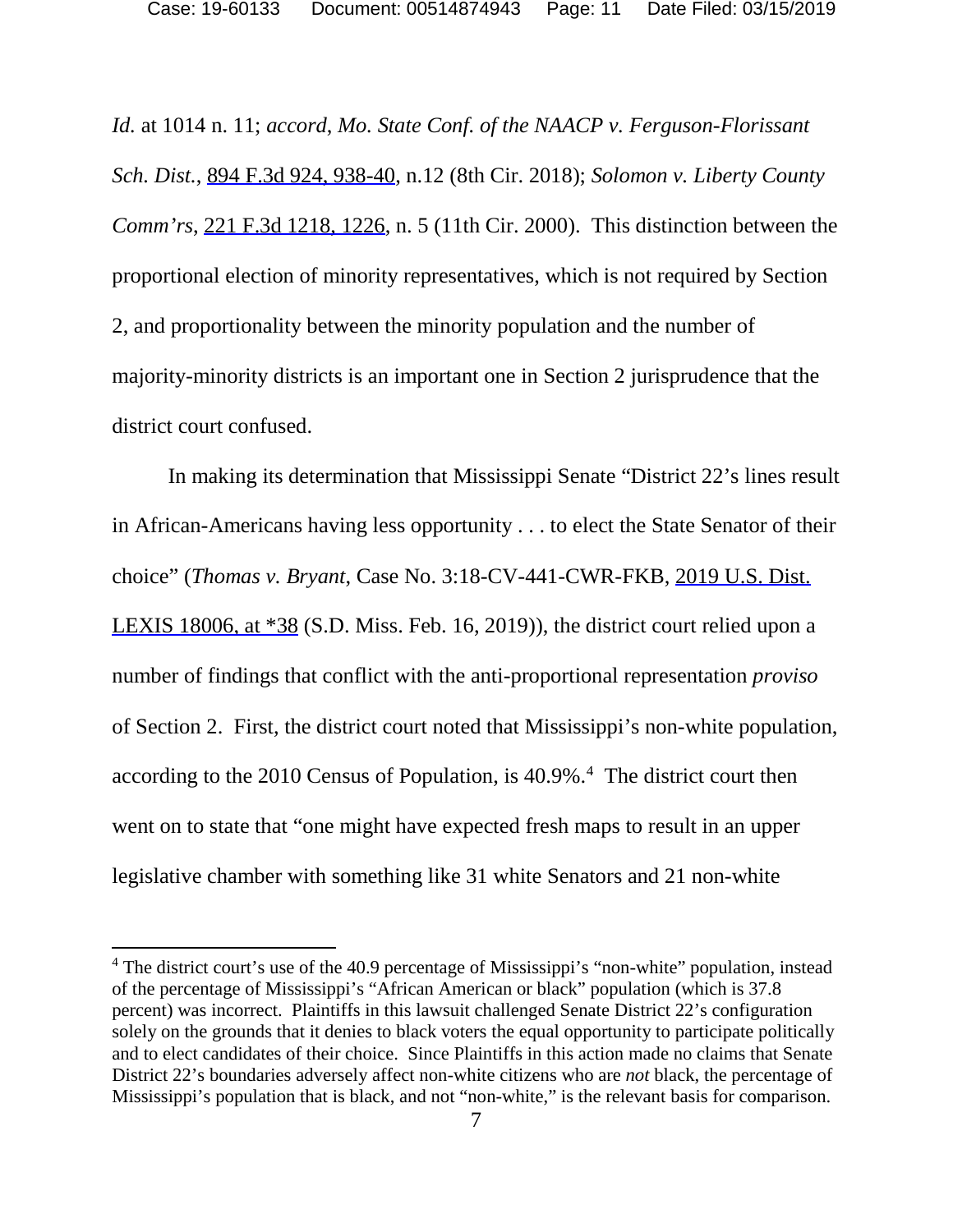*Id.* at 1014 n. 11; *accord*, *Mo. State Conf. of the NAACP v. Ferguson-Florissant Sch. Dist.*, 894 F.3d 924, 938-40, n.12 (8th Cir. 2018); *Solomon v. Liberty County Comm'rs*, 221 F.3d 1218, 1226, n. 5 (11th Cir. 2000). This distinction between the proportional election of minority representatives, which is not required by Section 2, and proportionality between the minority population and the number of majority-minority districts is an important one in Section 2 jurisprudence that the district court confused.

In making its determination that Mississippi Senate "District 22's lines result in African-Americans having less opportunity . . . to elect the State Senator of their choice" (*Thomas v. Bryant*, Case No. 3:18-CV-441-CWR-FKB, 2019 U.S. Dist. LEXIS 18006, at *38 (S.D. Miss. Feb. 16, 2019)), the district court relied upon a number of findings that conflict with the anti-proportional representation *proviso* of Section 2. First, the district court noted that Mississippi's non-white population, according to the 2010 Census of Population, is 40.9%.[4] The district court then went on to state that "one might have expected fresh maps to result in an upper legislative chamber with something like 31 white Senators and 21 non-white

[4] The district court's use of the 40.9 percentage of Mississippi's "non-white" population, instead of the percentage of Mississippi's "African American or black" population (which is 37.8 percent) was incorrect. Plaintiffs in this lawsuit challenged Senate District 22's configuration solely on the grounds that it denies to black voters the equal opportunity to participate politically and to elect candidates of their choice. Since Plaintiffs in this action made no claims that Senate District 22's boundaries adversely affect non-white citizens who are *not* black, the percentage of Mississippi's population that is black, and not "non-white," is the relevant basis for comparison.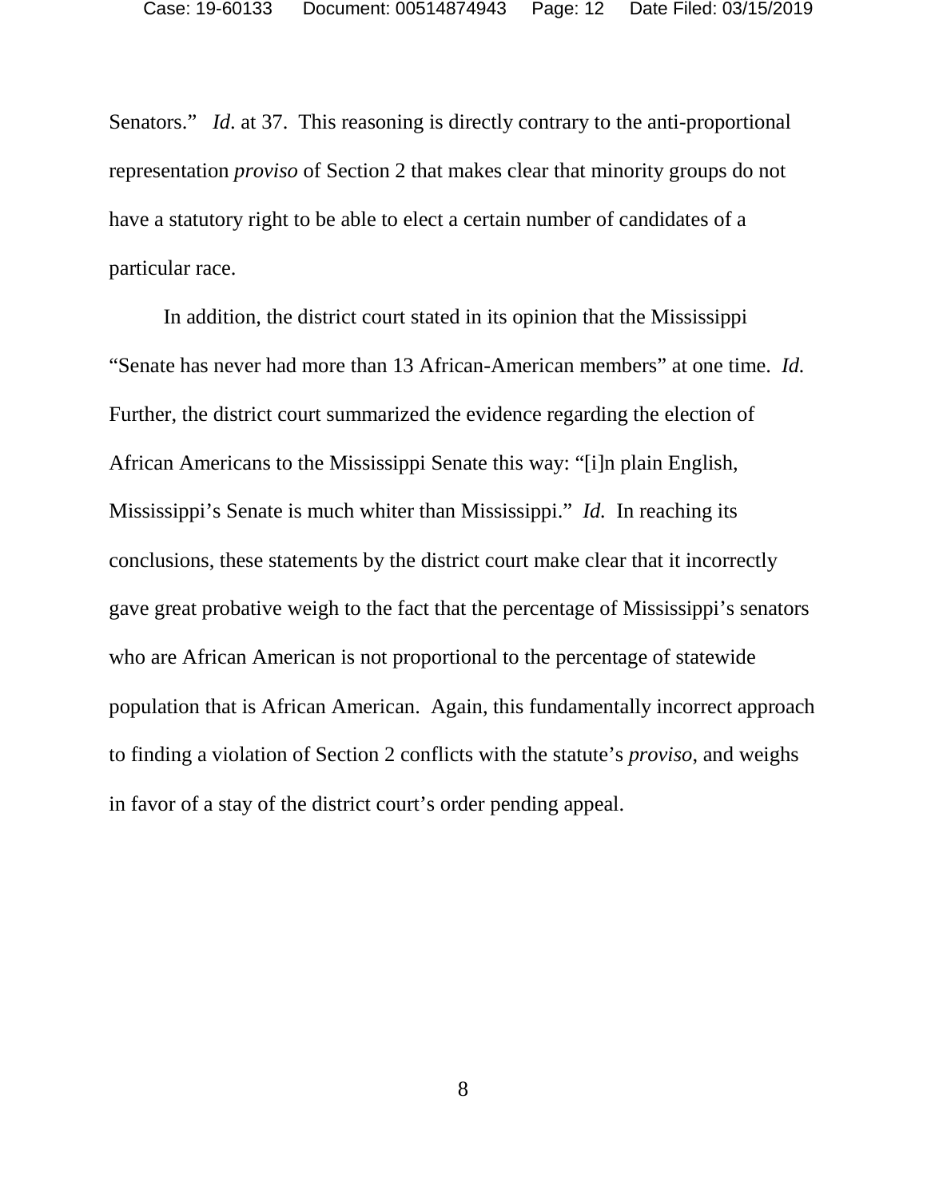Senators." *Id*. at 37. This reasoning is directly contrary to the anti-proportional representation *proviso* of Section 2 that makes clear that minority groups do not have a statutory right to be able to elect a certain number of candidates of a particular race.

In addition, the district court stated in its opinion that the Mississippi "Senate has never had more than 13 African-American members" at one time. *Id.* Further, the district court summarized the evidence regarding the election of African Americans to the Mississippi Senate this way: "[i]n plain English, Mississippi's Senate is much whiter than Mississippi." *Id.* In reaching its conclusions, these statements by the district court make clear that it incorrectly gave great probative weigh to the fact that the percentage of Mississippi's senators who are African American is not proportional to the percentage of statewide population that is African American. Again, this fundamentally incorrect approach to finding a violation of Section 2 conflicts with the statute's *proviso*, and weighs in favor of a stay of the district court's order pending appeal.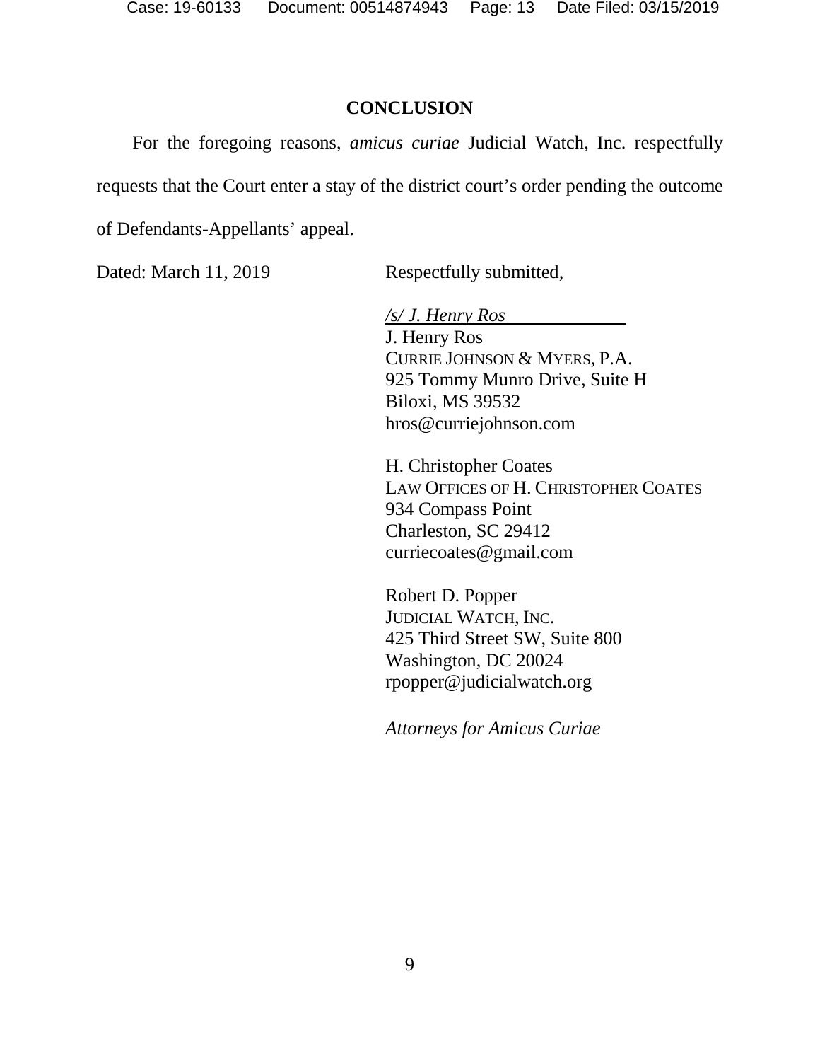## CONCLUSION

For the foregoing reasons, *amicus curiae* Judicial Watch, Inc. respectfully requests that the Court enter a stay of the district court's order pending the outcome of Defendants-Appellants' appeal.

Dated: March 11, 2019

Respectfully submitted,

*/s/ J. Henry Ros*
J. Henry Ros
CURRIE JOHNSON & MYERS, P.A.
925 Tommy Munro Drive, Suite H
Biloxi, MS 39532
hros@curriejohnson.com

H. Christopher Coates
LAW OFFICES OF H. CHRISTOPHER COATES
934 Compass Point
Charleston, SC 29412
curriecoates@gmail.com

Robert D. Popper
JUDICIAL WATCH, INC.
425 Third Street SW, Suite 800
Washington, DC 20024
rpopper@judicialwatch.org

*Attorneys for Amicus Curiae*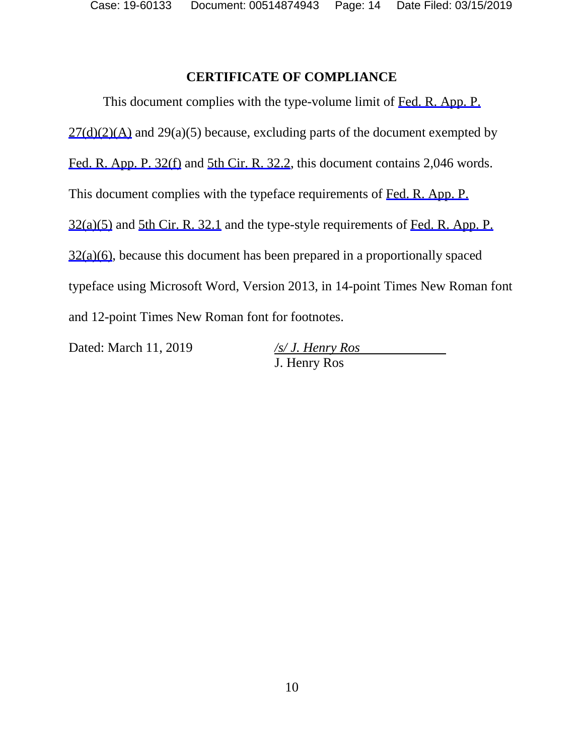## CERTIFICATE OF COMPLIANCE

This document complies with the type-volume limit of Fed. R. App. P. 27(d)(2)(A) and 29(a)(5) because, excluding parts of the document exempted by Fed. R. App. P. 32(f) and 5th Cir. R. 32.2, this document contains 2,046 words. This document complies with the typeface requirements of Fed. R. App. P. 32(a)(5) and 5th Cir. R. 32.1 and the type-style requirements of Fed. R. App. P. 32(a)(6), because this document has been prepared in a proportionally spaced typeface using Microsoft Word, Version 2013, in 14-point Times New Roman font and 12-point Times New Roman font for footnotes.

Dated: March 11, 2019

*/s/ J. Henry Ros*
J. Henry Ros